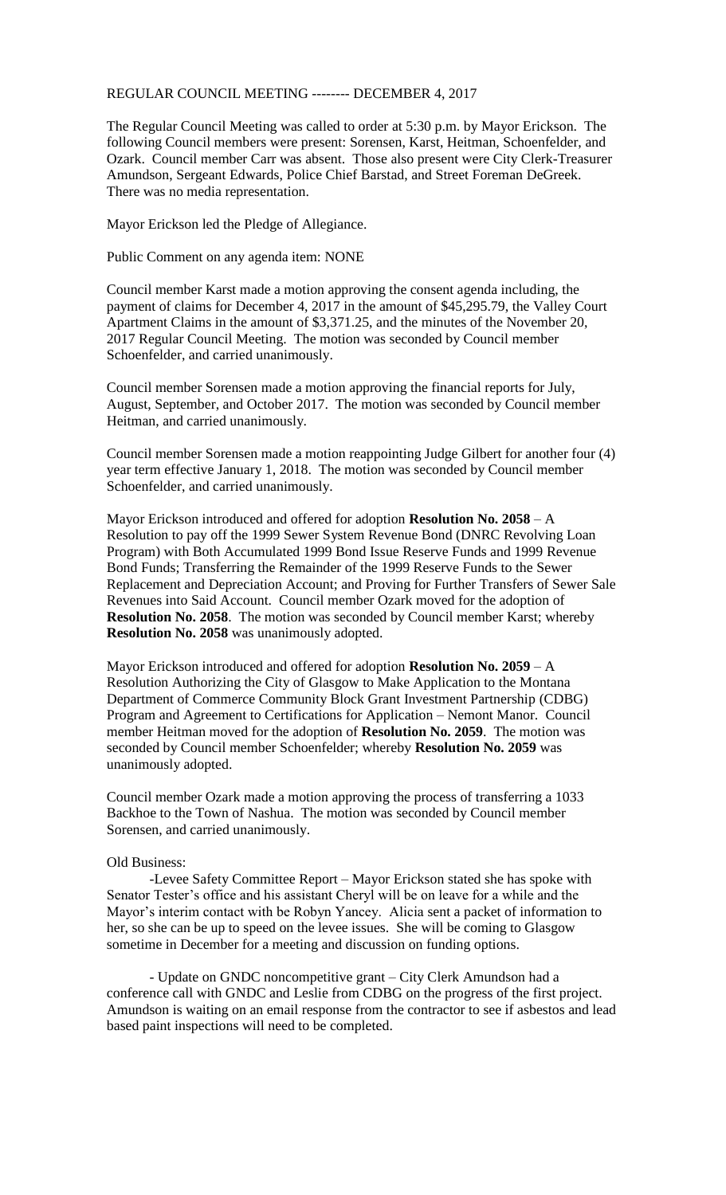REGULAR COUNCIL MEETING -------- DECEMBER 4, 2017

The Regular Council Meeting was called to order at 5:30 p.m. by Mayor Erickson. The following Council members were present: Sorensen, Karst, Heitman, Schoenfelder, and Ozark. Council member Carr was absent. Those also present were City Clerk-Treasurer Amundson, Sergeant Edwards, Police Chief Barstad, and Street Foreman DeGreek. There was no media representation.

Mayor Erickson led the Pledge of Allegiance.

Public Comment on any agenda item: NONE

Council member Karst made a motion approving the consent agenda including, the payment of claims for December 4, 2017 in the amount of $45,295.79, the Valley Court Apartment Claims in the amount of $3,371.25, and the minutes of the November 20, 2017 Regular Council Meeting. The motion was seconded by Council member Schoenfelder, and carried unanimously.

Council member Sorensen made a motion approving the financial reports for July, August, September, and October 2017. The motion was seconded by Council member Heitman, and carried unanimously.

Council member Sorensen made a motion reappointing Judge Gilbert for another four (4) year term effective January 1, 2018. The motion was seconded by Council member Schoenfelder, and carried unanimously.

Mayor Erickson introduced and offered for adoption **Resolution No. 2058** – A Resolution to pay off the 1999 Sewer System Revenue Bond (DNRC Revolving Loan Program) with Both Accumulated 1999 Bond Issue Reserve Funds and 1999 Revenue Bond Funds; Transferring the Remainder of the 1999 Reserve Funds to the Sewer Replacement and Depreciation Account; and Proving for Further Transfers of Sewer Sale Revenues into Said Account. Council member Ozark moved for the adoption of **Resolution No. 2058**. The motion was seconded by Council member Karst; whereby **Resolution No. 2058** was unanimously adopted.

Mayor Erickson introduced and offered for adoption **Resolution No. 2059** – A Resolution Authorizing the City of Glasgow to Make Application to the Montana Department of Commerce Community Block Grant Investment Partnership (CDBG) Program and Agreement to Certifications for Application – Nemont Manor. Council member Heitman moved for the adoption of **Resolution No. 2059**. The motion was seconded by Council member Schoenfelder; whereby **Resolution No. 2059** was unanimously adopted.

Council member Ozark made a motion approving the process of transferring a 1033 Backhoe to the Town of Nashua. The motion was seconded by Council member Sorensen, and carried unanimously.

Old Business:

-Levee Safety Committee Report – Mayor Erickson stated she has spoke with Senator Tester's office and his assistant Cheryl will be on leave for a while and the Mayor's interim contact with be Robyn Yancey. Alicia sent a packet of information to her, so she can be up to speed on the levee issues. She will be coming to Glasgow sometime in December for a meeting and discussion on funding options.

- Update on GNDC noncompetitive grant – City Clerk Amundson had a conference call with GNDC and Leslie from CDBG on the progress of the first project. Amundson is waiting on an email response from the contractor to see if asbestos and lead based paint inspections will need to be completed.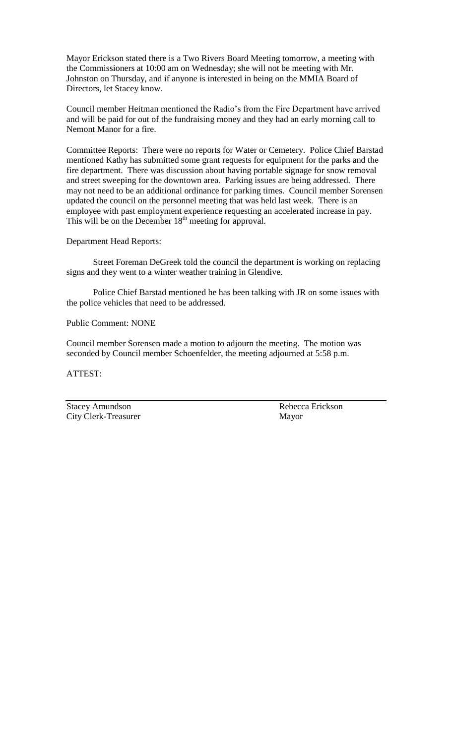Mayor Erickson stated there is a Two Rivers Board Meeting tomorrow, a meeting with the Commissioners at 10:00 am on Wednesday; she will not be meeting with Mr. Johnston on Thursday, and if anyone is interested in being on the MMIA Board of Directors, let Stacey know.

Council member Heitman mentioned the Radio's from the Fire Department have arrived and will be paid for out of the fundraising money and they had an early morning call to Nemont Manor for a fire.

Committee Reports: There were no reports for Water or Cemetery. Police Chief Barstad mentioned Kathy has submitted some grant requests for equipment for the parks and the fire department. There was discussion about having portable signage for snow removal and street sweeping for the downtown area. Parking issues are being addressed. There may not need to be an additional ordinance for parking times. Council member Sorensen updated the council on the personnel meeting that was held last week. There is an employee with past employment experience requesting an accelerated increase in pay. This will be on the December 18th meeting for approval.

Department Head Reports:

Street Foreman DeGreek told the council the department is working on replacing signs and they went to a winter weather training in Glendive.

Police Chief Barstad mentioned he has been talking with JR on some issues with the police vehicles that need to be addressed.

Public Comment: NONE

Council member Sorensen made a motion to adjourn the meeting. The motion was seconded by Council member Schoenfelder, the meeting adjourned at 5:58 p.m.

ATTEST:

| | |
|---|---|
| Stacey Amundson | Rebecca Erickson |
| City Clerk-Treasurer | Mayor |